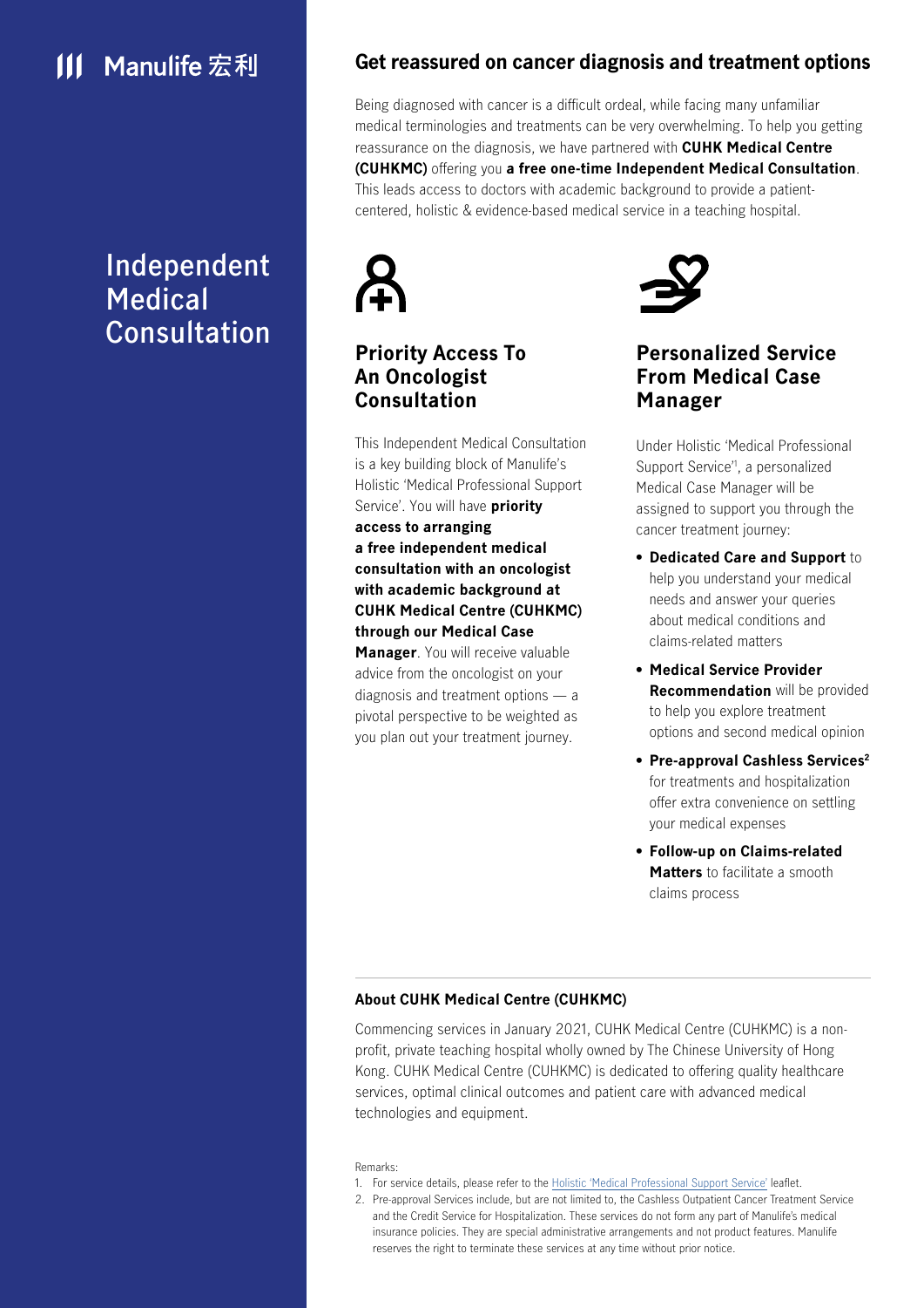Manulife 宏利

# Independent Medical Consultation

## Get reassured on cancer diagnosis and treatment options

Being diagnosed with cancer is a difficult ordeal, while facing many unfamiliar medical terminologies and treatments can be very overwhelming. To help you getting reassurance on the diagnosis, we have partnered with **CUHK Medical Centre (CUHKMC)** offering you **a free one-time Independent Medical Consultation**. This leads access to doctors with academic background to provide a patient-centered, holistic & evidence-based medical service in a teaching hospital.

### Priority Access To An Oncologist Consultation

This Independent Medical Consultation is a key building block of Manulife's Holistic 'Medical Professional Support Service'. You will have **priority access to arranging a free independent medical consultation with an oncologist with academic background at CUHK Medical Centre (CUHKMC) through our Medical Case Manager**. You will receive valuable advice from the oncologist on your diagnosis and treatment options — a pivotal perspective to be weighted as you plan out your treatment journey.

### Personalized Service From Medical Case Manager

Under Holistic 'Medical Professional Support Service'[1], a personalized Medical Case Manager will be assigned to support you through the cancer treatment journey:

- **Dedicated Care and Support** to help you understand your medical needs and answer your queries about medical conditions and claims-related matters
- **Medical Service Provider Recommendation** will be provided to help you explore treatment options and second medical opinion
- **Pre-approval Cashless Services[2]** for treatments and hospitalization offer extra convenience on settling your medical expenses
- **Follow-up on Claims-related Matters** to facilitate a smooth claims process

---

**About CUHK Medical Centre (CUHKMC)**

Commencing services in January 2021, CUHK Medical Centre (CUHKMC) is a non-profit, private teaching hospital wholly owned by The Chinese University of Hong Kong. CUHK Medical Centre (CUHKMC) is dedicated to offering quality healthcare services, optimal clinical outcomes and patient care with advanced medical technologies and equipment.

Remarks:

1. For service details, please refer to the Holistic 'Medical Professional Support Service' leaflet.
2. Pre-approval Services include, but are not limited to, the Cashless Outpatient Cancer Treatment Service and the Credit Service for Hospitalization. These services do not form any part of Manulife's medical insurance policies. They are special administrative arrangements and not product features. Manulife reserves the right to terminate these services at any time without prior notice.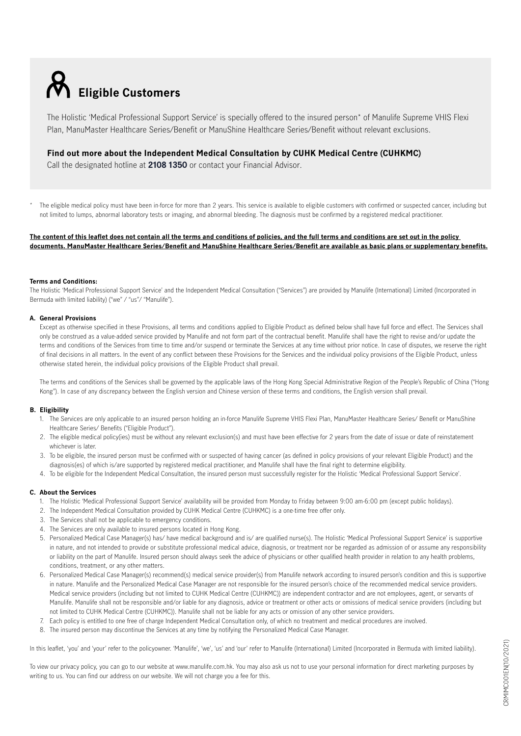## Eligible Customers

The Holistic 'Medical Professional Support Service' is specially offered to the insured person* of Manulife Supreme VHIS Flexi Plan, ManuMaster Healthcare Series/Benefit or ManuShine Healthcare Series/Benefit without relevant exclusions.

**Find out more about the Independent Medical Consultation by CUHK Medical Centre (CUHKMC)**

Call the designated hotline at **2108 1350** or contact your Financial Advisor.

* The eligible medical policy must have been in-force for more than 2 years. This service is available to eligible customers with confirmed or suspected cancer, including but not limited to lumps, abnormal laboratory tests or imaging, and abnormal bleeding. The diagnosis must be confirmed by a registered medical practitioner.

**The content of this leaflet does not contain all the terms and conditions of policies, and the full terms and conditions are set out in the policy documents. ManuMaster Healthcare Series/Benefit and ManuShine Healthcare Series/Benefit are available as basic plans or supplementary benefits.**

**Terms and Conditions:**

The Holistic 'Medical Professional Support Service' and the Independent Medical Consultation ("Services") are provided by Manulife (International) Limited (Incorporated in Bermuda with limited liability) ("we" / "us"/ "Manulife").

**A. General Provisions**

Except as otherwise specified in these Provisions, all terms and conditions applied to Eligible Product as defined below shall have full force and effect. The Services shall only be construed as a value-added service provided by Manulife and not form part of the contractual benefit. Manulife shall have the right to revise and/or update the terms and conditions of the Services from time to time and/or suspend or terminate the Services at any time without prior notice. In case of disputes, we reserve the right of final decisions in all matters. In the event of any conflict between these Provisions for the Services and the individual policy provisions of the Eligible Product, unless otherwise stated herein, the individual policy provisions of the Eligible Product shall prevail.

The terms and conditions of the Services shall be governed by the applicable laws of the Hong Kong Special Administrative Region of the People's Republic of China ("Hong Kong"). In case of any discrepancy between the English version and Chinese version of these terms and conditions, the English version shall prevail.

**B. Eligibility**

1. The Services are only applicable to an insured person holding an in-force Manulife Supreme VHIS Flexi Plan, ManuMaster Healthcare Series/ Benefit or ManuShine Healthcare Series/ Benefits ("Eligible Product").
2. The eligible medical policy(ies) must be without any relevant exclusion(s) and must have been effective for 2 years from the date of issue or date of reinstatement whichever is later.
3. To be eligible, the insured person must be confirmed with or suspected of having cancer (as defined in policy provisions of your relevant Eligible Product) and the diagnosis(es) of which is/are supported by registered medical practitioner, and Manulife shall have the final right to determine eligibility.
4. To be eligible for the Independent Medical Consultation, the insured person must successfully register for the Holistic 'Medical Professional Support Service'.

**C. About the Services**

1. The Holistic 'Medical Professional Support Service' availability will be provided from Monday to Friday between 9:00 am-6:00 pm (except public holidays).
2. The Independent Medical Consultation provided by CUHK Medical Centre (CUHKMC) is a one-time free offer only.
3. The Services shall not be applicable to emergency conditions.
4. The Services are only available to insured persons located in Hong Kong.
5. Personalized Medical Case Manager(s) has/ have medical background and is/ are qualified nurse(s). The Holistic 'Medical Professional Support Service' is supportive in nature, and not intended to provide or substitute professional medical advice, diagnosis, or treatment nor be regarded as admission of or assume any responsibility or liability on the part of Manulife. Insured person should always seek the advice of physicians or other qualified health provider in relation to any health problems, conditions, treatment, or any other matters.
6. Personalized Medical Case Manager(s) recommend(s) medical service provider(s) from Manulife network according to insured person's condition and this is supportive in nature. Manulife and the Personalized Medical Case Manager are not responsible for the insured person's choice of the recommended medical service providers. Medical service providers (including but not limited to CUHK Medical Centre (CUHKMC)) are independent contractor and are not employees, agent, or servants of Manulife. Manulife shall not be responsible and/or liable for any diagnosis, advice or treatment or other acts or omissions of medical service providers (including but not limited to CUHK Medical Centre (CUHKMC)). Manulife shall not be liable for any acts or omission of any other service providers.
7. Each policy is entitled to one free of charge Independent Medical Consultation only, of which no treatment and medical procedures are involved.
8. The insured person may discontinue the Services at any time by notifying the Personalized Medical Case Manager.

In this leaflet, 'you' and 'your' refer to the policyowner. 'Manulife', 'we', 'us' and 'our' refer to Manulife (International) Limited (Incorporated in Bermuda with limited liability).

To view our privacy policy, you can go to our website at www.manulife.com.hk. You may also ask us not to use your personal information for direct marketing purposes by writing to us. You can find our address on our website. We will not charge you a fee for this.

CRMIMC001EN(10/2021)